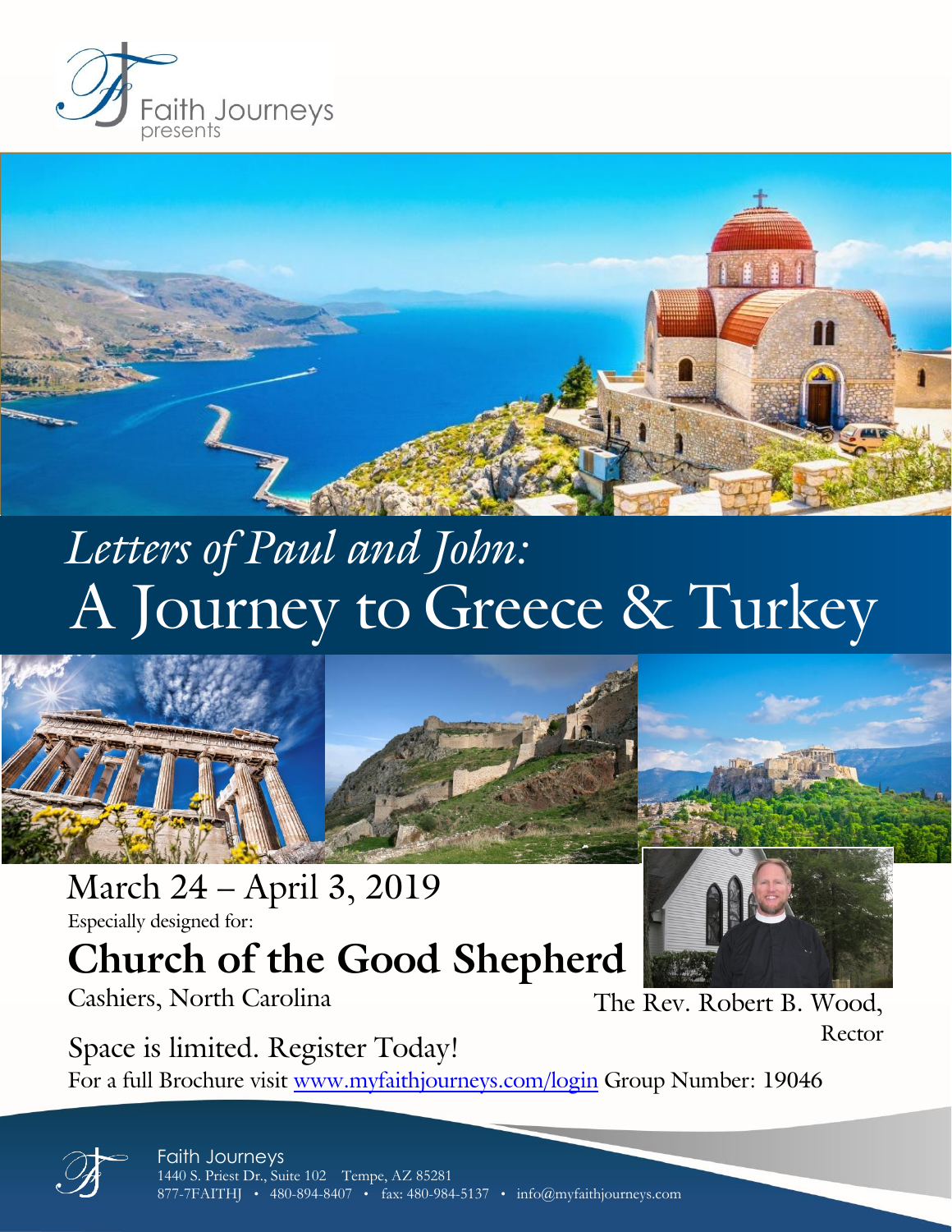Faith Journeys
presents

# *Letters of Paul and John:*
# A Journey to Greece & Turkey

## March 24 – April 3, 2019

Especially designed for:

## Church of the Good Shepherd

Cashiers, North Carolina

The Rev. Robert B. Wood, Rector

Space is limited. Register Today!

For a full Brochure visit [www.myfaithjourneys.com/login](www.myfaithjourneys.com/login) Group Number: 19046

Faith Journeys
1440 S. Priest Dr., Suite 102 Tempe, AZ 85281
877-7FAITHJ • 480-894-8407 • fax: 480-984-5137 • info@myfaithjourneys.com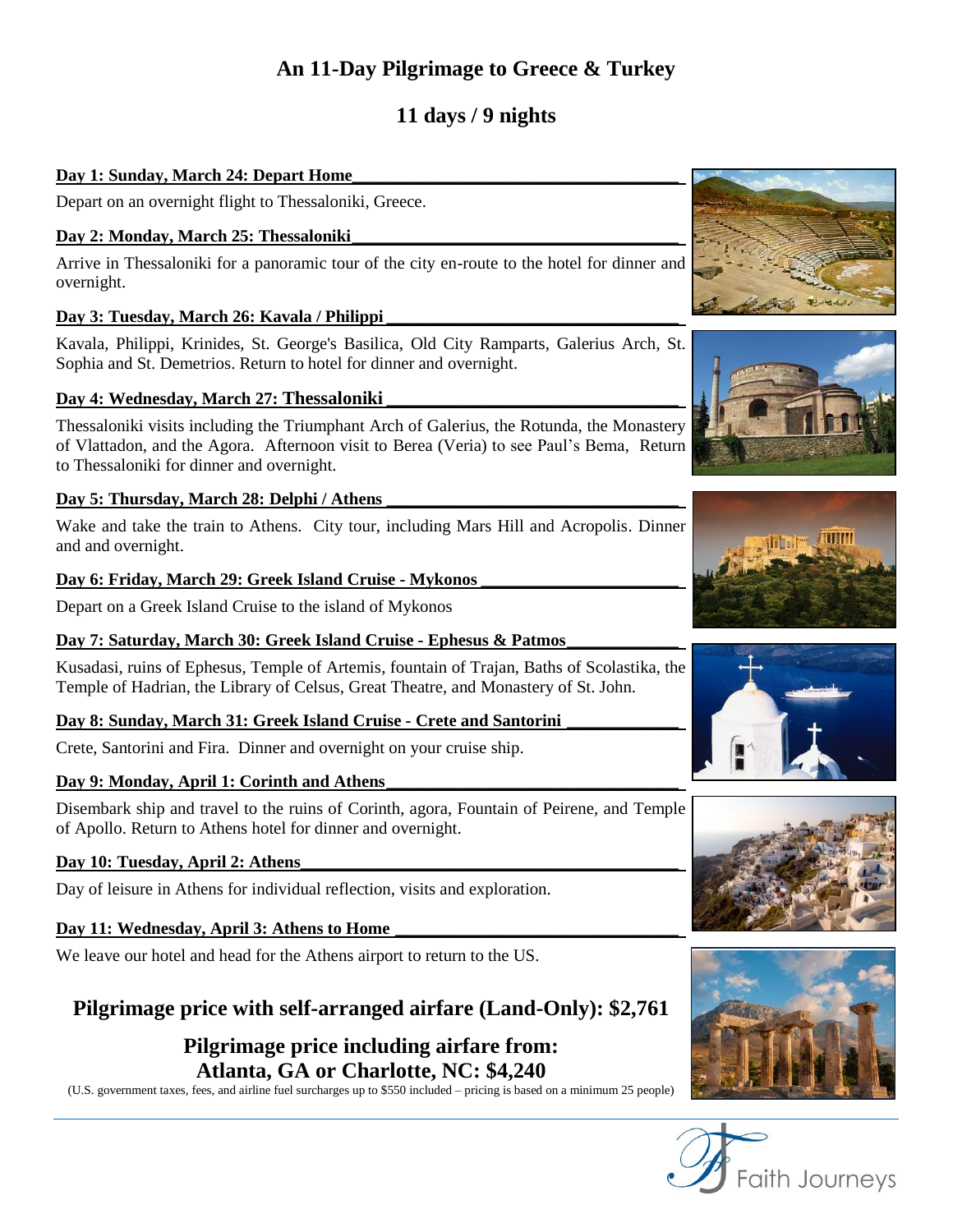# An 11-Day Pilgrimage to Greece & Turkey

## 11 days / 9 nights

**Day 1: Sunday, March 24: Depart Home**

Depart on an overnight flight to Thessaloniki, Greece.

**Day 2: Monday, March 25: Thessaloniki**

Arrive in Thessaloniki for a panoramic tour of the city en-route to the hotel for dinner and overnight.

**Day 3: Tuesday, March 26: Kavala / Philippi**

Kavala, Philippi, Krinides, St. George's Basilica, Old City Ramparts, Galerius Arch, St. Sophia and St. Demetrios. Return to hotel for dinner and overnight.

**Day 4: Wednesday, March 27: Thessaloniki**

Thessaloniki visits including the Triumphant Arch of Galerius, the Rotunda, the Monastery of Vlattadon, and the Agora. Afternoon visit to Berea (Veria) to see Paul's Bema, Return to Thessaloniki for dinner and overnight.

**Day 5: Thursday, March 28: Delphi / Athens**

Wake and take the train to Athens. City tour, including Mars Hill and Acropolis. Dinner and and overnight.

**Day 6: Friday, March 29: Greek Island Cruise - Mykonos**

Depart on a Greek Island Cruise to the island of Mykonos

**Day 7: Saturday, March 30: Greek Island Cruise - Ephesus & Patmos**

Kusadasi, ruins of Ephesus, Temple of Artemis, fountain of Trajan, Baths of Scolastika, the Temple of Hadrian, the Library of Celsus, Great Theatre, and Monastery of St. John.

**Day 8: Sunday, March 31: Greek Island Cruise - Crete and Santorini**

Crete, Santorini and Fira. Dinner and overnight on your cruise ship.

**Day 9: Monday, April 1: Corinth and Athens**

Disembark ship and travel to the ruins of Corinth, agora, Fountain of Peirene, and Temple of Apollo. Return to Athens hotel for dinner and overnight.

**Day 10: Tuesday, April 2: Athens**

Day of leisure in Athens for individual reflection, visits and exploration.

**Day 11: Wednesday, April 3: Athens to Home**

We leave our hotel and head for the Athens airport to return to the US.

## Pilgrimage price with self-arranged airfare (Land-Only): $2,761

## Pilgrimage price including airfare from: Atlanta, GA or Charlotte, NC: $4,240

(U.S. government taxes, fees, and airline fuel surcharges up to $550 included – pricing is based on a minimum 25 people)

Faith Journeys